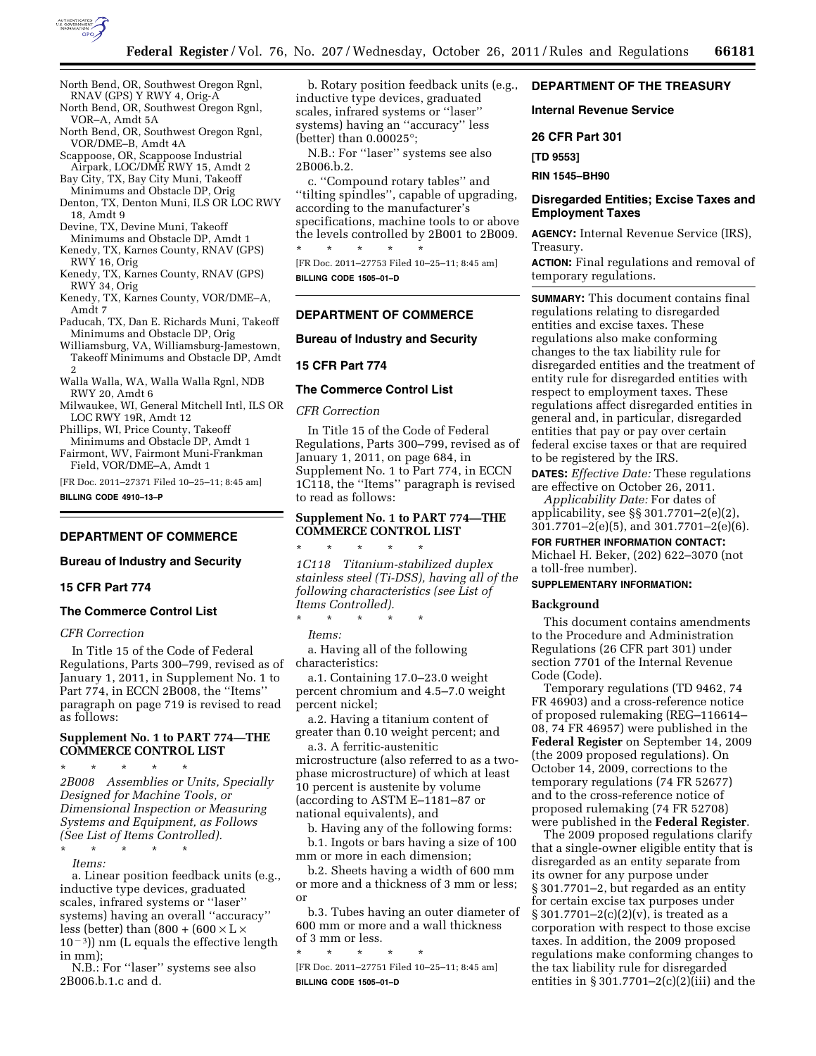North Bend, OR, Southwest Oregon Rgnl, RNAV (GPS) Y RWY 4, Orig-A
North Bend, OR, Southwest Oregon Rgnl, VOR–A, Amdt 5A
North Bend, OR, Southwest Oregon Rgnl, VOR/DME–B, Amdt 4A
Scappoose, OR, Scappoose Industrial Airpark, LOC/DME RWY 15, Amdt 2
Bay City, TX, Bay City Muni, Takeoff Minimums and Obstacle DP, Orig
Denton, TX, Denton Muni, ILS OR LOC RWY 18, Amdt 9
Devine, TX, Devine Muni, Takeoff Minimums and Obstacle DP, Amdt 1
Kenedy, TX, Karnes County, RNAV (GPS) RWY 16, Orig
Kenedy, TX, Karnes County, RNAV (GPS) RWY 34, Orig
Kenedy, TX, Karnes County, VOR/DME–A, Amdt 7
Paducah, TX, Dan E. Richards Muni, Takeoff Minimums and Obstacle DP, Orig
Williamsburg, VA, Williamsburg-Jamestown, Takeoff Minimums and Obstacle DP, Amdt 2
Walla Walla, WA, Walla Walla Rgnl, NDB RWY 20, Amdt 6
Milwaukee, WI, General Mitchell Intl, ILS OR LOC RWY 19R, Amdt 12
Phillips, WI, Price County, Takeoff Minimums and Obstacle DP, Amdt 1
Fairmont, WV, Fairmont Muni-Frankman Field, VOR/DME–A, Amdt 1

[FR Doc. 2011–27371 Filed 10–25–11; 8:45 am]

**BILLING CODE 4910–13–P**

---

## DEPARTMENT OF COMMERCE

### Bureau of Industry and Security

### 15 CFR Part 774

### The Commerce Control List

*CFR Correction*

In Title 15 of the Code of Federal Regulations, Parts 300–799, revised as of January 1, 2011, in Supplement No. 1 to Part 774, in ECCN 2B008, the ''Items'' paragraph on page 719 is revised to read as follows:

#### Supplement No. 1 to PART 774—THE COMMERCE CONTROL LIST

\* \* \* \* \*

*2B008 Assemblies or Units, Specially Designed for Machine Tools, or Dimensional Inspection or Measuring Systems and Equipment, as Follows (See List of Items Controlled).*

\* \* \* \* \*

*Items:*

a. Linear position feedback units (e.g., inductive type devices, graduated scales, infrared systems or ''laser'' systems) having an overall ''accuracy'' less (better) than $(800 + (600 \times L \times 10^{-3}))$ nm (L equals the effective length in mm);

N.B.: For ''laser'' systems see also 2B006.b.1.c and d.

b. Rotary position feedback units (e.g., inductive type devices, graduated scales, infrared systems or ''laser'' systems) having an ''accuracy'' less (better) than 0.00025°;

N.B.: For ''laser'' systems see also 2B006.b.2.

c. ''Compound rotary tables'' and ''tilting spindles'', capable of upgrading, according to the manufacturer's specifications, machine tools to or above the levels controlled by 2B001 to 2B009.

\* \* \* \* \*

[FR Doc. 2011–27753 Filed 10–25–11; 8:45 am]

**BILLING CODE 1505–01–D**

---

## DEPARTMENT OF COMMERCE

### Bureau of Industry and Security

### 15 CFR Part 774

### The Commerce Control List

*CFR Correction*

In Title 15 of the Code of Federal Regulations, Parts 300–799, revised as of January 1, 2011, on page 684, in Supplement No. 1 to Part 774, in ECCN 1C118, the ''Items'' paragraph is revised to read as follows:

#### Supplement No. 1 to PART 774—THE COMMERCE CONTROL LIST

\* \* \* \* \*

*1C118 Titanium-stabilized duplex stainless steel (Ti-DSS), having all of the following characteristics (see List of Items Controlled).*

\* \* \* \* \*

*Items:*

a. Having all of the following characteristics:

a.1. Containing 17.0–23.0 weight percent chromium and 4.5–7.0 weight percent nickel;

a.2. Having a titanium content of greater than 0.10 weight percent; and

a.3. A ferritic-austenitic microstructure (also referred to as a two-phase microstructure) of which at least 10 percent is austenite by volume (according to ASTM E–1181–87 or national equivalents), and

b. Having any of the following forms:

b.1. Ingots or bars having a size of 100 mm or more in each dimension;

b.2. Sheets having a width of 600 mm or more and a thickness of 3 mm or less; or

b.3. Tubes having an outer diameter of 600 mm or more and a wall thickness of 3 mm or less.

\* \* \* \* \*

[FR Doc. 2011–27751 Filed 10–25–11; 8:45 am]

**BILLING CODE 1505–01–D**

---

## DEPARTMENT OF THE TREASURY

### Internal Revenue Service

### 26 CFR Part 301

**[TD 9553]**

**RIN 1545–BH90**

### Disregarded Entities; Excise Taxes and Employment Taxes

**AGENCY:** Internal Revenue Service (IRS), Treasury.

**ACTION:** Final regulations and removal of temporary regulations.

**SUMMARY:** This document contains final regulations relating to disregarded entities and excise taxes. These regulations also make conforming changes to the tax liability rule for disregarded entities and the treatment of entity rule for disregarded entities with respect to employment taxes. These regulations affect disregarded entities in general and, in particular, disregarded entities that pay or pay over certain federal excise taxes or that are required to be registered by the IRS.

**DATES:** *Effective Date:* These regulations are effective on October 26, 2011.

*Applicability Date:* For dates of applicability, see §§ 301.7701–2(e)(2), 301.7701–2(e)(5), and 301.7701–2(e)(6).

**FOR FURTHER INFORMATION CONTACT:** Michael H. Beker, (202) 622–3070 (not a toll-free number).

**SUPPLEMENTARY INFORMATION:**

#### Background

This document contains amendments to the Procedure and Administration Regulations (26 CFR part 301) under section 7701 of the Internal Revenue Code (Code).

Temporary regulations (TD 9462, 74 FR 46903) and a cross-reference notice of proposed rulemaking (REG–116614–08, 74 FR 46957) were published in the **Federal Register** on September 14, 2009 (the 2009 proposed regulations). On October 14, 2009, corrections to the temporary regulations (74 FR 52677) and to the cross-reference notice of proposed rulemaking (74 FR 52708) were published in the **Federal Register**.

The 2009 proposed regulations clarify that a single-owner eligible entity that is disregarded as an entity separate from its owner for any purpose under § 301.7701–2, but regarded as an entity for certain excise tax purposes under § 301.7701–2(c)(2)(v), is treated as a corporation with respect to those excise taxes. In addition, the 2009 proposed regulations make conforming changes to the tax liability rule for disregarded entities in § 301.7701–2(c)(2)(iii) and the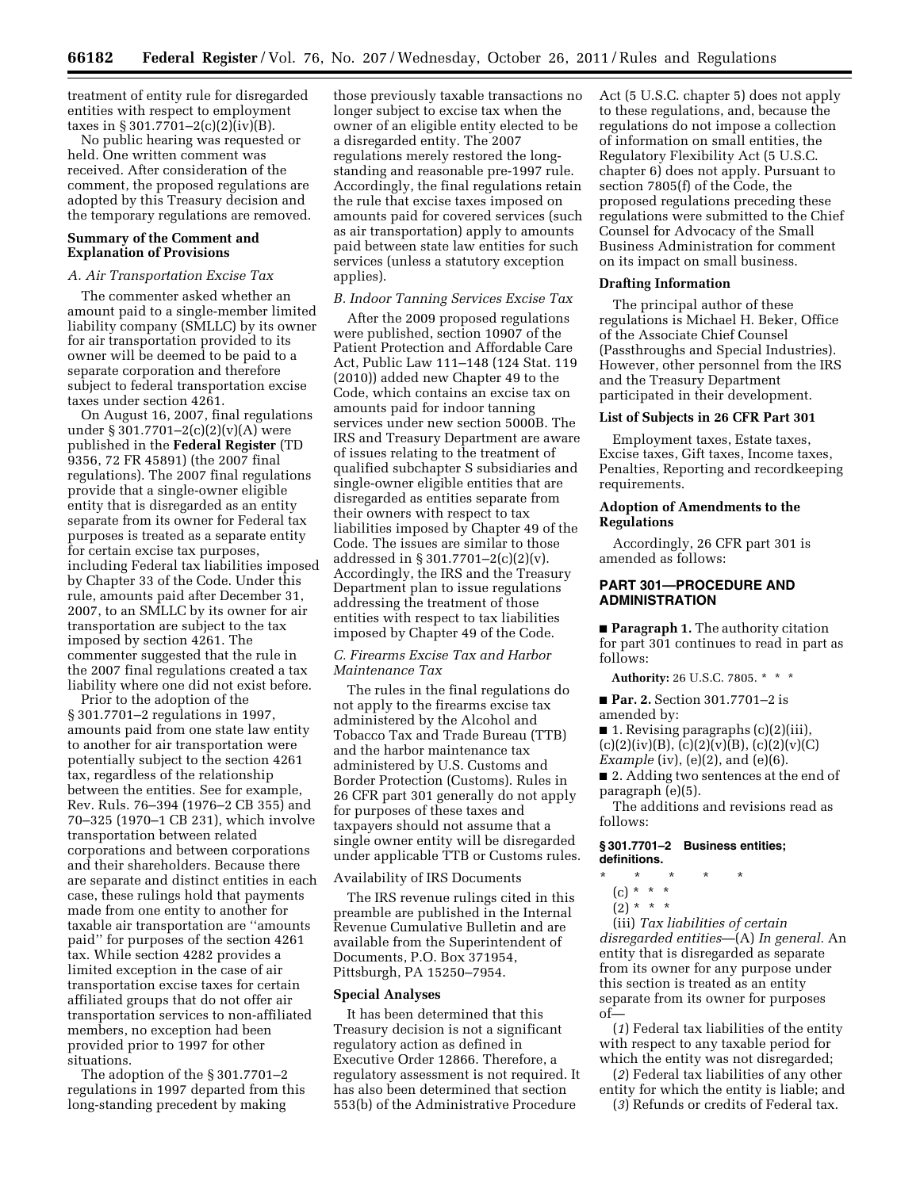treatment of entity rule for disregarded entities with respect to employment taxes in § 301.7701–2(c)(2)(iv)(B).

No public hearing was requested or held. One written comment was received. After consideration of the comment, the proposed regulations are adopted by this Treasury decision and the temporary regulations are removed.

## Summary of the Comment and Explanation of Provisions

### *A. Air Transportation Excise Tax*

The commenter asked whether an amount paid to a single-member limited liability company (SMLLC) by its owner for air transportation provided to its owner will be deemed to be paid to a separate corporation and therefore subject to federal transportation excise taxes under section 4261.

On August 16, 2007, final regulations under § 301.7701–2(c)(2)(v)(A) were published in the **Federal Register** (TD 9356, 72 FR 45891) (the 2007 final regulations). The 2007 final regulations provide that a single-owner eligible entity that is disregarded as an entity separate from its owner for Federal tax purposes is treated as a separate entity for certain excise tax purposes, including Federal tax liabilities imposed by Chapter 33 of the Code. Under this rule, amounts paid after December 31, 2007, to an SMLLC by its owner for air transportation are subject to the tax imposed by section 4261. The commenter suggested that the rule in the 2007 final regulations created a tax liability where one did not exist before.

Prior to the adoption of the § 301.7701–2 regulations in 1997, amounts paid from one state law entity to another for air transportation were potentially subject to the section 4261 tax, regardless of the relationship between the entities. See for example, Rev. Ruls. 76–394 (1976–2 CB 355) and 70–325 (1970–1 CB 231), which involve transportation between related corporations and between corporations and their shareholders. Because there are separate and distinct entities in each case, these rulings hold that payments made from one entity to another for taxable air transportation are ''amounts paid'' for purposes of the section 4261 tax. While section 4282 provides a limited exception in the case of air transportation excise taxes for certain affiliated groups that do not offer air transportation services to non-affiliated members, no exception had been provided prior to 1997 for other situations.

The adoption of the § 301.7701–2 regulations in 1997 departed from this long-standing precedent by making those previously taxable transactions no longer subject to excise tax when the owner of an eligible entity elected to be a disregarded entity. The 2007 regulations merely restored the long-standing and reasonable pre-1997 rule. Accordingly, the final regulations retain the rule that excise taxes imposed on amounts paid for covered services (such as air transportation) apply to amounts paid between state law entities for such services (unless a statutory exception applies).

### *B. Indoor Tanning Services Excise Tax*

After the 2009 proposed regulations were published, section 10907 of the Patient Protection and Affordable Care Act, Public Law 111–148 (124 Stat. 119 (2010)) added new Chapter 49 to the Code, which contains an excise tax on amounts paid for indoor tanning services under new section 5000B. The IRS and Treasury Department are aware of issues relating to the treatment of qualified subchapter S subsidiaries and single-owner eligible entities that are disregarded as entities separate from their owners with respect to tax liabilities imposed by Chapter 49 of the Code. The issues are similar to those addressed in § 301.7701–2(c)(2)(v). Accordingly, the IRS and the Treasury Department plan to issue regulations addressing the treatment of those entities with respect to tax liabilities imposed by Chapter 49 of the Code.

### *C. Firearms Excise Tax and Harbor Maintenance Tax*

The rules in the final regulations do not apply to the firearms excise tax administered by the Alcohol and Tobacco Tax and Trade Bureau (TTB) and the harbor maintenance tax administered by U.S. Customs and Border Protection (Customs). Rules in 26 CFR part 301 generally do not apply for purposes of these taxes and taxpayers should not assume that a single owner entity will be disregarded under applicable TTB or Customs rules.

### Availability of IRS Documents

The IRS revenue rulings cited in this preamble are published in the Internal Revenue Cumulative Bulletin and are available from the Superintendent of Documents, P.O. Box 371954, Pittsburgh, PA 15250–7954.

## Special Analyses

It has been determined that this Treasury decision is not a significant regulatory action as defined in Executive Order 12866. Therefore, a regulatory assessment is not required. It has also been determined that section 553(b) of the Administrative Procedure Act (5 U.S.C. chapter 5) does not apply to these regulations, and, because the regulations do not impose a collection of information on small entities, the Regulatory Flexibility Act (5 U.S.C. chapter 6) does not apply. Pursuant to section 7805(f) of the Code, the proposed regulations preceding these regulations were submitted to the Chief Counsel for Advocacy of the Small Business Administration for comment on its impact on small business.

## Drafting Information

The principal author of these regulations is Michael H. Beker, Office of the Associate Chief Counsel (Passthroughs and Special Industries). However, other personnel from the IRS and the Treasury Department participated in their development.

## List of Subjects in 26 CFR Part 301

Employment taxes, Estate taxes, Excise taxes, Gift taxes, Income taxes, Penalties, Reporting and recordkeeping requirements.

## Adoption of Amendments to the Regulations

Accordingly, 26 CFR part 301 is amended as follows:

## PART 301—PROCEDURE AND ADMINISTRATION

■ **Paragraph 1.** The authority citation for part 301 continues to read in part as follows:

**Authority:** 26 U.S.C. 7805. * * *

■ **Par. 2.** Section 301.7701–2 is amended by:

■ 1. Revising paragraphs (c)(2)(iii), (c)(2)(iv)(B), (c)(2)(v)(B), (c)(2)(v)(C) *Example* (iv), (e)(2), and (e)(6).

■ 2. Adding two sentences at the end of paragraph (e)(5).

The additions and revisions read as follows:

### § 301.7701–2 Business entities; definitions.

\* \* \* \* \*

(c) * * *

(2) * * *

(iii) *Tax liabilities of certain disregarded entities*—(A) *In general.* An entity that is disregarded as separate from its owner for any purpose under this section is treated as an entity separate from its owner for purposes of—

(*1*) Federal tax liabilities of the entity with respect to any taxable period for which the entity was not disregarded;

(*2*) Federal tax liabilities of any other entity for which the entity is liable; and

(*3*) Refunds or credits of Federal tax.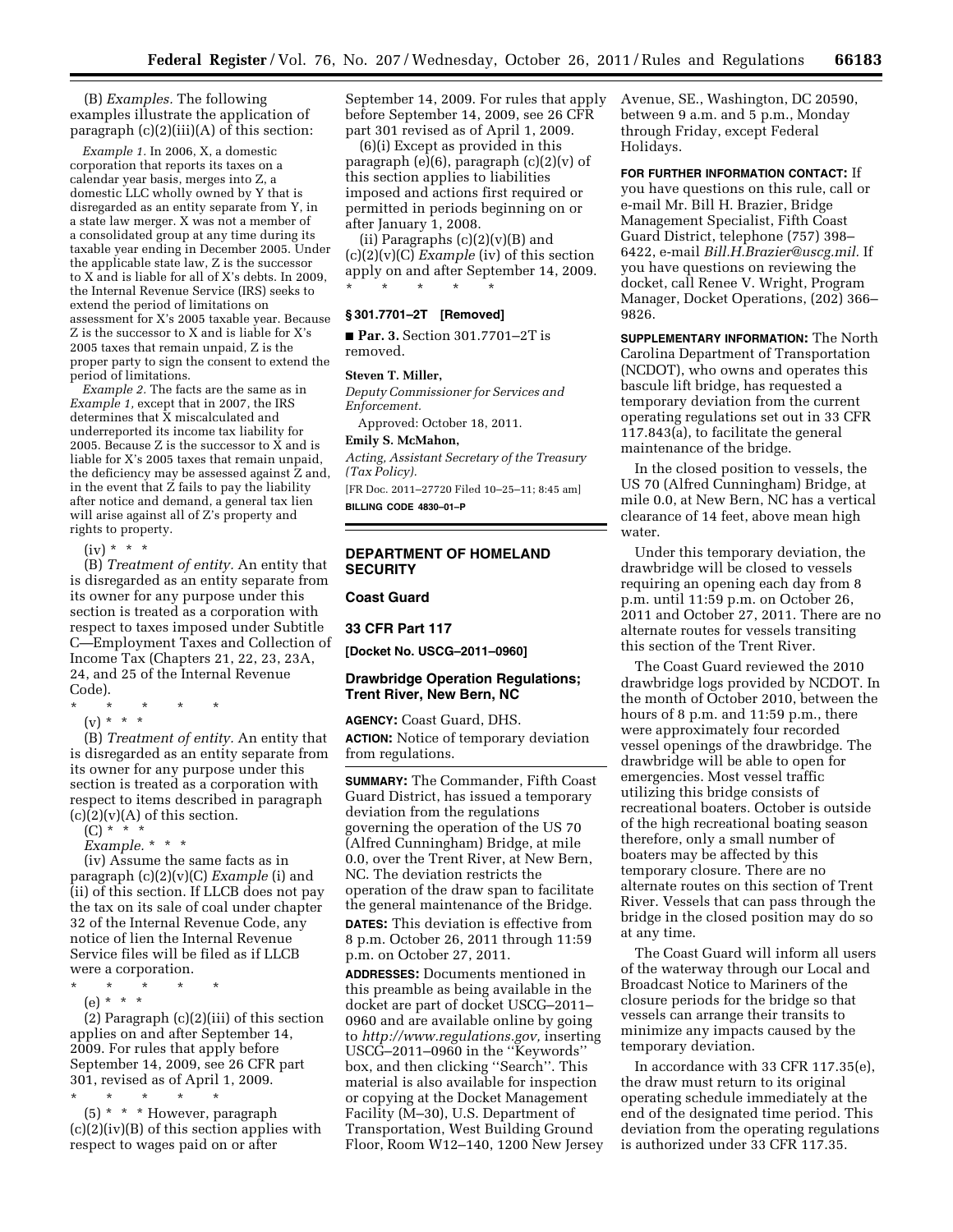(B) *Examples.* The following examples illustrate the application of paragraph (c)(2)(iii)(A) of this section:

*Example 1.* In 2006, X, a domestic corporation that reports its taxes on a calendar year basis, merges into Z, a domestic LLC wholly owned by Y that is disregarded as an entity separate from Y, in a state law merger. X was not a member of a consolidated group at any time during its taxable year ending in December 2005. Under the applicable state law, Z is the successor to X and is liable for all of X's debts. In 2009, the Internal Revenue Service (IRS) seeks to extend the period of limitations on assessment for X's 2005 taxable year. Because Z is the successor to X and is liable for X's 2005 taxes that remain unpaid, Z is the proper party to sign the consent to extend the period of limitations.

*Example 2.* The facts are the same as in *Example 1,* except that in 2007, the IRS determines that X miscalculated and underreported its income tax liability for 2005. Because Z is the successor to X and is liable for X's 2005 taxes that remain unpaid, the deficiency may be assessed against Z and, in the event that Z fails to pay the liability after notice and demand, a general tax lien will arise against all of Z's property and rights to property.

(iv) * * *

(B) *Treatment of entity.* An entity that is disregarded as an entity separate from its owner for any purpose under this section is treated as a corporation with respect to taxes imposed under Subtitle C—Employment Taxes and Collection of Income Tax (Chapters 21, 22, 23, 23A, 24, and 25 of the Internal Revenue Code).

\* \* \* \* \*

(v) * * *

(B) *Treatment of entity.* An entity that is disregarded as an entity separate from its owner for any purpose under this section is treated as a corporation with respect to items described in paragraph (c)(2)(v)(A) of this section.

(C) * * *

*Example.* * * *

(iv) Assume the same facts as in paragraph (c)(2)(v)(C) *Example* (i) and (ii) of this section. If LLCB does not pay the tax on its sale of coal under chapter 32 of the Internal Revenue Code, any notice of lien the Internal Revenue Service files will be filed as if LLCB were a corporation.

\* \* \* \* \*

(e) * * *

(2) Paragraph (c)(2)(iii) of this section applies on and after September 14, 2009. For rules that apply before September 14, 2009, see 26 CFR part 301, revised as of April 1, 2009.

\* \* \* \* \*

(5) * * * However, paragraph (c)(2)(iv)(B) of this section applies with respect to wages paid on or after September 14, 2009. For rules that apply before September 14, 2009, see 26 CFR part 301 revised as of April 1, 2009.

(6)(i) Except as provided in this paragraph (e)(6), paragraph (c)(2)(v) of this section applies to liabilities imposed and actions first required or permitted in periods beginning on or after January 1, 2008.

(ii) Paragraphs (c)(2)(v)(B) and (c)(2)(v)(C) *Example* (iv) of this section apply on and after September 14, 2009.

\* \* \* \* \*

**§ 301.7701–2T [Removed]**

■ **Par. 3.** Section 301.7701–2T is removed.

**Steven T. Miller,**

*Deputy Commissioner for Services and Enforcement.*

Approved: October 18, 2011.

**Emily S. McMahon,**

*Acting, Assistant Secretary of the Treasury (Tax Policy).*

[FR Doc. 2011–27720 Filed 10–25–11; 8:45 am]

**BILLING CODE 4830–01–P**

## DEPARTMENT OF HOMELAND SECURITY

### Coast Guard

### 33 CFR Part 117

**[Docket No. USCG–2011–0960]**

### Drawbridge Operation Regulations; Trent River, New Bern, NC

**AGENCY:** Coast Guard, DHS.

**ACTION:** Notice of temporary deviation from regulations.

**SUMMARY:** The Commander, Fifth Coast Guard District, has issued a temporary deviation from the regulations governing the operation of the US 70 (Alfred Cunningham) Bridge, at mile 0.0, over the Trent River, at New Bern, NC. The deviation restricts the operation of the draw span to facilitate the general maintenance of the Bridge.

**DATES:** This deviation is effective from 8 p.m. October 26, 2011 through 11:59 p.m. on October 27, 2011.

**ADDRESSES:** Documents mentioned in this preamble as being available in the docket are part of docket USCG–2011–0960 and are available online by going to *http://www.regulations.gov,* inserting USCG–2011–0960 in the ''Keywords'' box, and then clicking ''Search''. This material is also available for inspection or copying at the Docket Management Facility (M–30), U.S. Department of Transportation, West Building Ground Floor, Room W12–140, 1200 New Jersey Avenue, SE., Washington, DC 20590, between 9 a.m. and 5 p.m., Monday through Friday, except Federal Holidays.

**FOR FURTHER INFORMATION CONTACT:** If you have questions on this rule, call or e-mail Mr. Bill H. Brazier, Bridge Management Specialist, Fifth Coast Guard District, telephone (757) 398–6422, e-mail *Bill.H.Brazier@uscg.mil.* If you have questions on reviewing the docket, call Renee V. Wright, Program Manager, Docket Operations, (202) 366–9826.

**SUPPLEMENTARY INFORMATION:** The North Carolina Department of Transportation (NCDOT), who owns and operates this bascule lift bridge, has requested a temporary deviation from the current operating regulations set out in 33 CFR 117.843(a), to facilitate the general maintenance of the bridge.

In the closed position to vessels, the US 70 (Alfred Cunningham) Bridge, at mile 0.0, at New Bern, NC has a vertical clearance of 14 feet, above mean high water.

Under this temporary deviation, the drawbridge will be closed to vessels requiring an opening each day from 8 p.m. until 11:59 p.m. on October 26, 2011 and October 27, 2011. There are no alternate routes for vessels transiting this section of the Trent River.

The Coast Guard reviewed the 2010 drawbridge logs provided by NCDOT. In the month of October 2010, between the hours of 8 p.m. and 11:59 p.m., there were approximately four recorded vessel openings of the drawbridge. The drawbridge will be able to open for emergencies. Most vessel traffic utilizing this bridge consists of recreational boaters. October is outside of the high recreational boating season therefore, only a small number of boaters may be affected by this temporary closure. There are no alternate routes on this section of Trent River. Vessels that can pass through the bridge in the closed position may do so at any time.

The Coast Guard will inform all users of the waterway through our Local and Broadcast Notice to Mariners of the closure periods for the bridge so that vessels can arrange their transits to minimize any impacts caused by the temporary deviation.

In accordance with 33 CFR 117.35(e), the draw must return to its original operating schedule immediately at the end of the designated time period. This deviation from the operating regulations is authorized under 33 CFR 117.35.